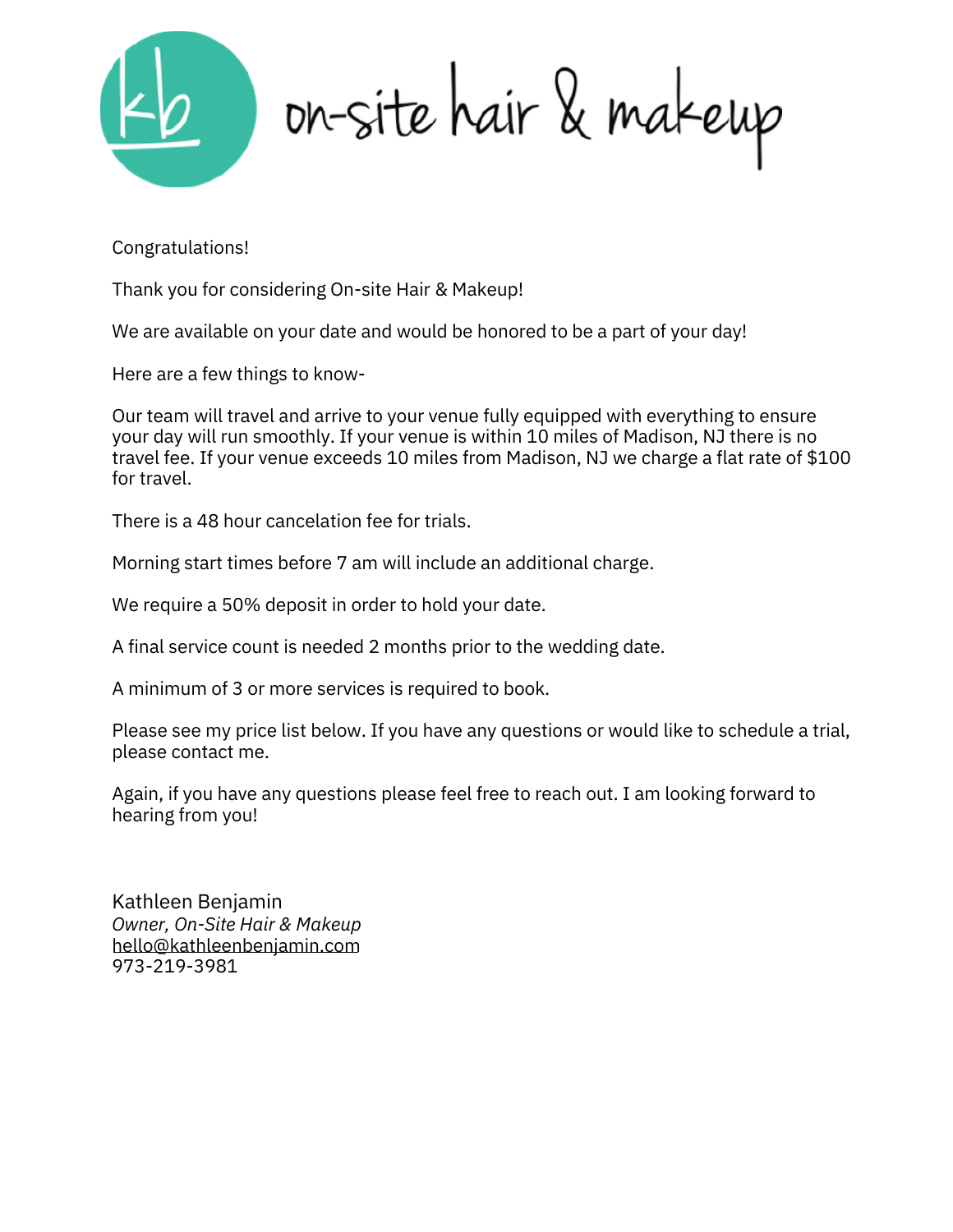# kb on-site hair & makeup

Congratulations!

Thank you for considering On-site Hair & Makeup!

We are available on your date and would be honored to be a part of your day!

Here are a few things to know-

Our team will travel and arrive to your venue fully equipped with everything to ensure your day will run smoothly. If your venue is within 10 miles of Madison, NJ there is no travel fee. If your venue exceeds 10 miles from Madison, NJ we charge a flat rate of $100 for travel.

There is a 48 hour cancelation fee for trials.

Morning start times before 7 am will include an additional charge.

We require a 50% deposit in order to hold your date.

A final service count is needed 2 months prior to the wedding date.

A minimum of 3 or more services is required to book.

Please see my price list below. If you have any questions or would like to schedule a trial, please contact me.

Again, if you have any questions please feel free to reach out. I am looking forward to hearing from you!

Kathleen Benjamin  
*Owner, On-Site Hair & Makeup*  
hello@kathleenbenjamin.com  
973-219-3981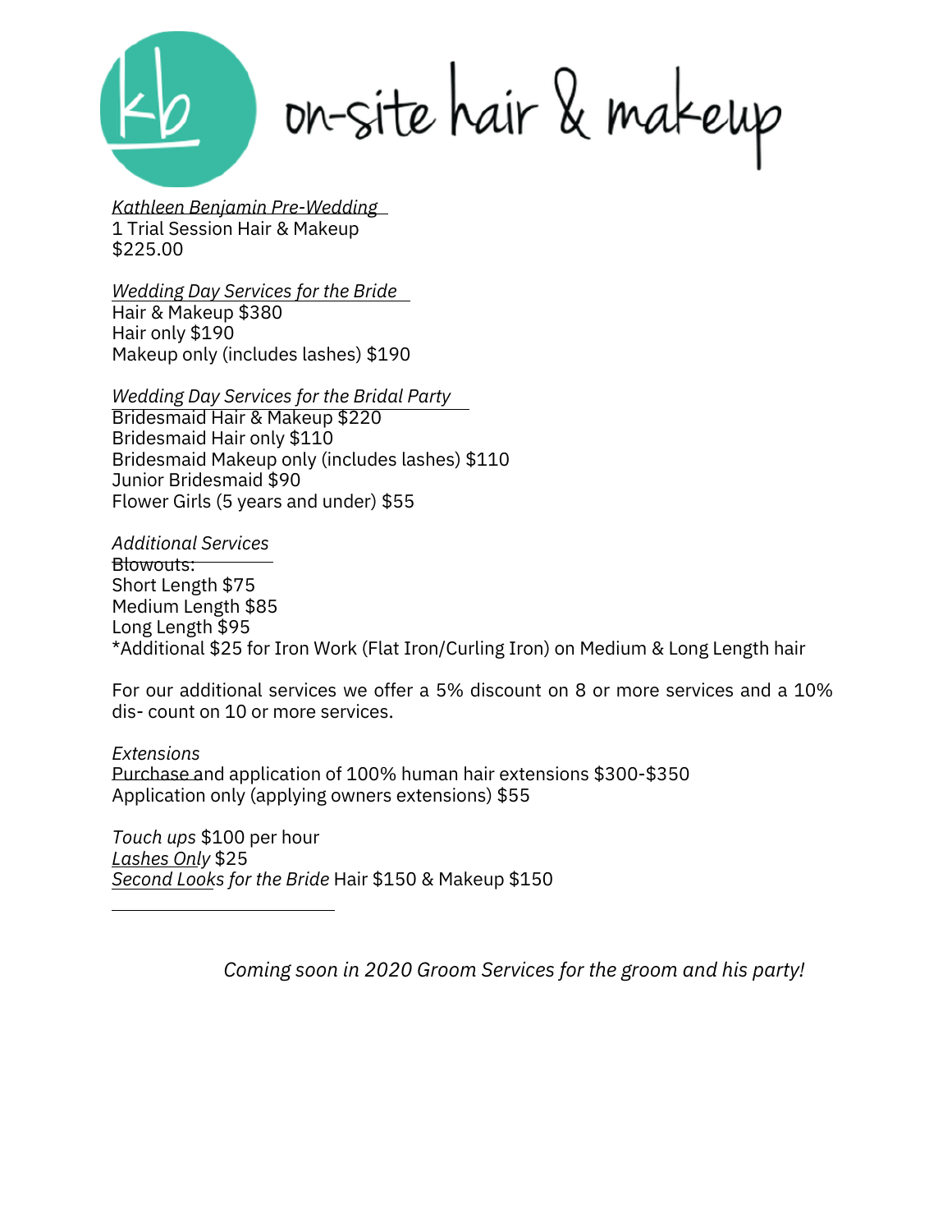kb on-site hair & makeup

*Kathleen Benjamin Pre-Wedding*
1 Trial Session Hair & Makeup
$225.00

*Wedding Day Services for the Bride*
Hair & Makeup $380
Hair only $190
Makeup only (includes lashes) $190

*Wedding Day Services for the Bridal Party*
Bridesmaid Hair & Makeup $220
Bridesmaid Hair only $110
Bridesmaid Makeup only (includes lashes) $110
Junior Bridesmaid $90
Flower Girls (5 years and under) $55

*Additional Services*
Blowouts:
Short Length $75
Medium Length $85
Long Length $95
*Additional $25 for Iron Work (Flat Iron/Curling Iron) on Medium & Long Length hair

For our additional services we offer a 5% discount on 8 or more services and a 10% dis- count on 10 or more services.

*Extensions*
Purchase and application of 100% human hair extensions $300-$350
Application only (applying owners extensions) $55

*Touch ups* $100 per hour
*Lashes Only* $25
*Second Looks for the Bride* Hair $150 & Makeup $150

*Coming soon in 2020 Groom Services for the groom and his party!*